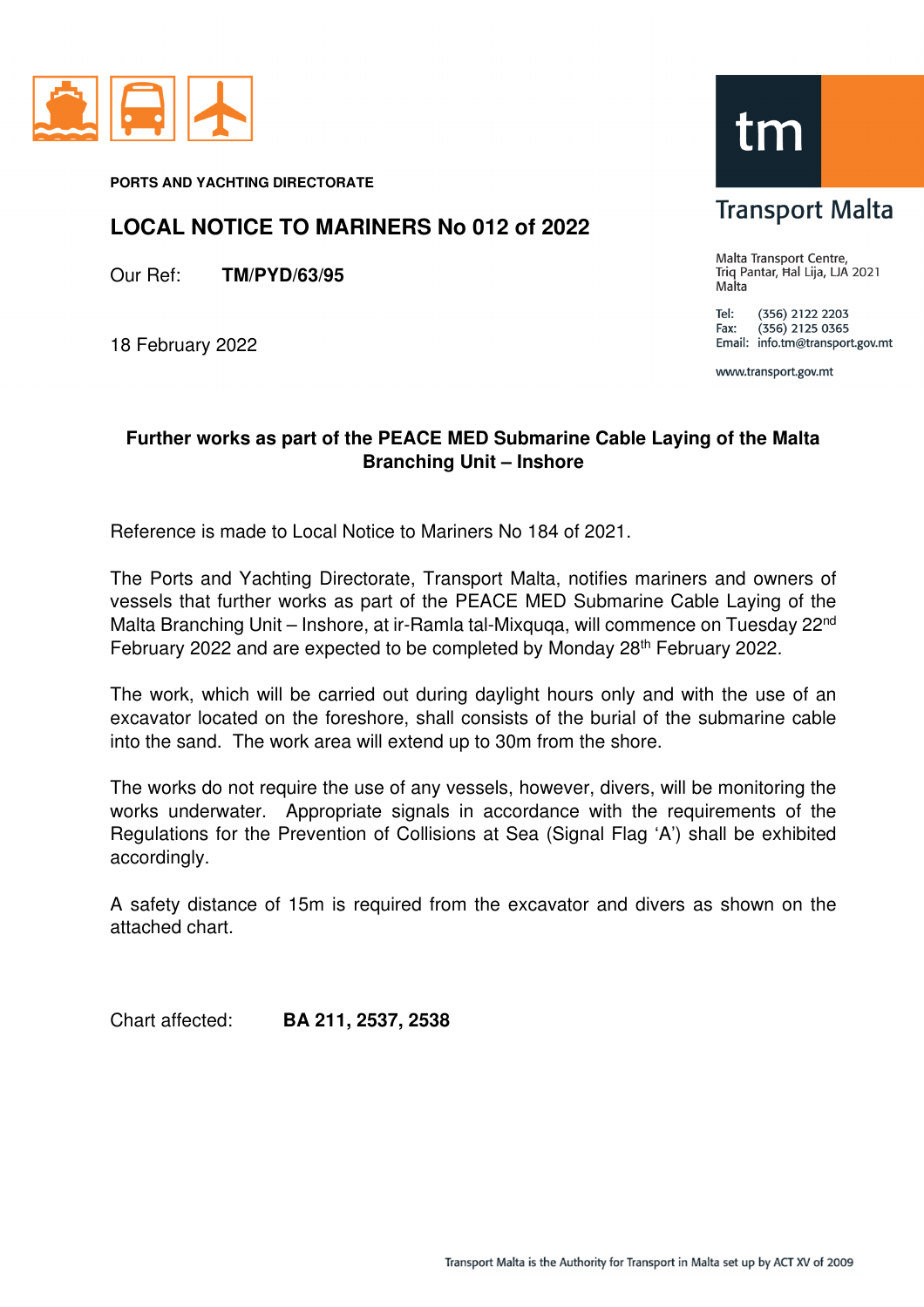PORTS AND YACHTING DIRECTORATE

# LOCAL NOTICE TO MARINERS No 012 of 2022

Our Ref: **TM/PYD/63/95**

18 February 2022

Transport Malta

Malta Transport Centre,
Triq Pantar, Ħal Lija, LJA 2021
Malta

Tel: (356) 2122 2203
Fax: (356) 2125 0365
Email: info.tm@transport.gov.mt

www.transport.gov.mt

**Further works as part of the PEACE MED Submarine Cable Laying of the Malta Branching Unit – Inshore**

Reference is made to Local Notice to Mariners No 184 of 2021.

The Ports and Yachting Directorate, Transport Malta, notifies mariners and owners of vessels that further works as part of the PEACE MED Submarine Cable Laying of the Malta Branching Unit – Inshore, at ir-Ramla tal-Mixquqa, will commence on Tuesday 22nd February 2022 and are expected to be completed by Monday 28th February 2022.

The work, which will be carried out during daylight hours only and with the use of an excavator located on the foreshore, shall consists of the burial of the submarine cable into the sand. The work area will extend up to 30m from the shore.

The works do not require the use of any vessels, however, divers, will be monitoring the works underwater. Appropriate signals in accordance with the requirements of the Regulations for the Prevention of Collisions at Sea (Signal Flag 'A') shall be exhibited accordingly.

A safety distance of 15m is required from the excavator and divers as shown on the attached chart.

Chart affected: **BA 211, 2537, 2538**

Transport Malta is the Authority for Transport in Malta set up by ACT XV of 2009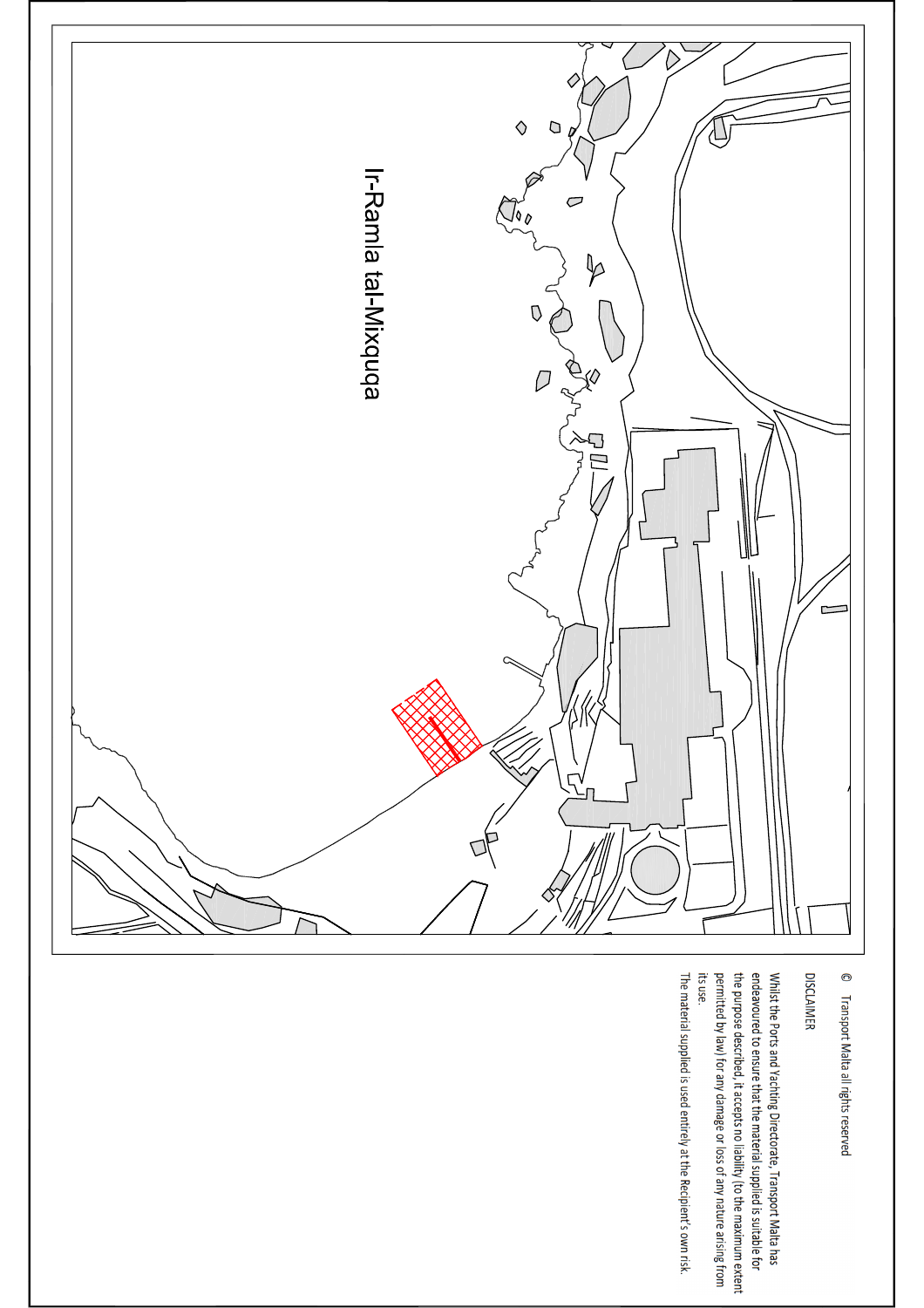Ir-Ramla tal-Mixquqa

© Transport Malta all rights reserved

DISCLAIMER

Whilst the Ports and Yachting Directorate, Transport Malta has endeavoured to ensure that the material supplied is suitable for the purpose described, it accepts no liability (to the maximum extent permitted by law) for any damage or loss of any nature arising from its use.

The material supplied is used entirely at the Recipient's own risk.